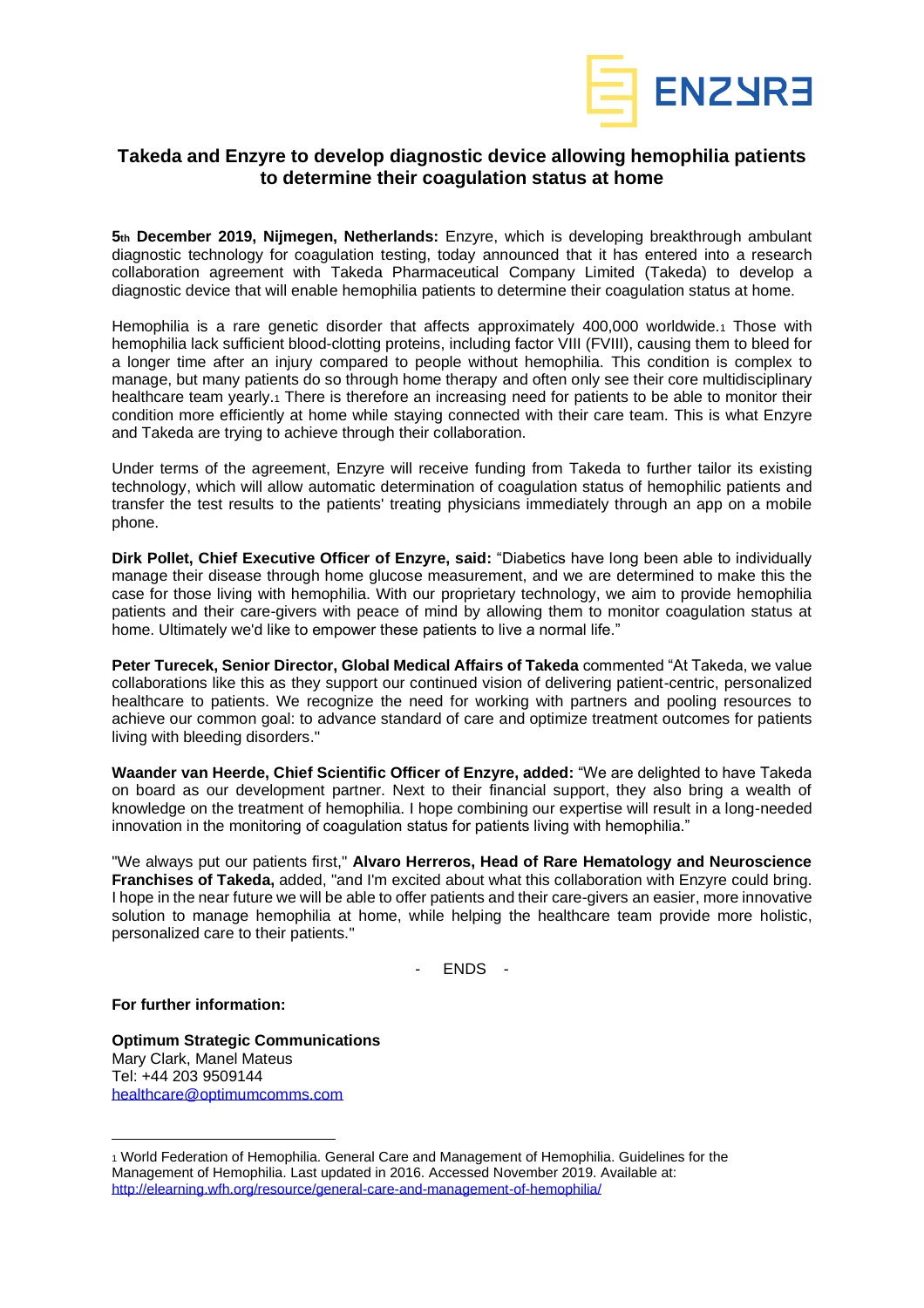# Takeda and Enzyre to develop diagnostic device allowing hemophilia patients to determine their coagulation status at home

**5th December 2019, Nijmegen, Netherlands:** Enzyre, which is developing breakthrough ambulant diagnostic technology for coagulation testing, today announced that it has entered into a research collaboration agreement with Takeda Pharmaceutical Company Limited (Takeda) to develop a diagnostic device that will enable hemophilia patients to determine their coagulation status at home.

Hemophilia is a rare genetic disorder that affects approximately 400,000 worldwide.[1] Those with hemophilia lack sufficient blood-clotting proteins, including factor VIII (FVIII), causing them to bleed for a longer time after an injury compared to people without hemophilia. This condition is complex to manage, but many patients do so through home therapy and often only see their core multidisciplinary healthcare team yearly.[1] There is therefore an increasing need for patients to be able to monitor their condition more efficiently at home while staying connected with their care team. This is what Enzyre and Takeda are trying to achieve through their collaboration.

Under terms of the agreement, Enzyre will receive funding from Takeda to further tailor its existing technology, which will allow automatic determination of coagulation status of hemophilic patients and transfer the test results to the patients' treating physicians immediately through an app on a mobile phone.

**Dirk Pollet, Chief Executive Officer of Enzyre, said:** "Diabetics have long been able to individually manage their disease through home glucose measurement, and we are determined to make this the case for those living with hemophilia. With our proprietary technology, we aim to provide hemophilia patients and their care-givers with peace of mind by allowing them to monitor coagulation status at home. Ultimately we'd like to empower these patients to live a normal life."

**Peter Turecek, Senior Director, Global Medical Affairs of Takeda** commented "At Takeda, we value collaborations like this as they support our continued vision of delivering patient-centric, personalized healthcare to patients. We recognize the need for working with partners and pooling resources to achieve our common goal: to advance standard of care and optimize treatment outcomes for patients living with bleeding disorders."

**Waander van Heerde, Chief Scientific Officer of Enzyre, added:** "We are delighted to have Takeda on board as our development partner. Next to their financial support, they also bring a wealth of knowledge on the treatment of hemophilia. I hope combining our expertise will result in a long-needed innovation in the monitoring of coagulation status for patients living with hemophilia."

"We always put our patients first," **Alvaro Herreros, Head of Rare Hematology and Neuroscience Franchises of Takeda,** added, "and I'm excited about what this collaboration with Enzyre could bring. I hope in the near future we will be able to offer patients and their care-givers an easier, more innovative solution to manage hemophilia at home, while helping the healthcare team provide more holistic, personalized care to their patients."

\- ENDS -

**For further information:**

**Optimum Strategic Communications**
Mary Clark, Manel Mateus
Tel: +44 203 9509144
healthcare@optimumcomms.com

[1] World Federation of Hemophilia. General Care and Management of Hemophilia. Guidelines for the Management of Hemophilia. Last updated in 2016. Accessed November 2019. Available at: http://elearning.wfh.org/resource/general-care-and-management-of-hemophilia/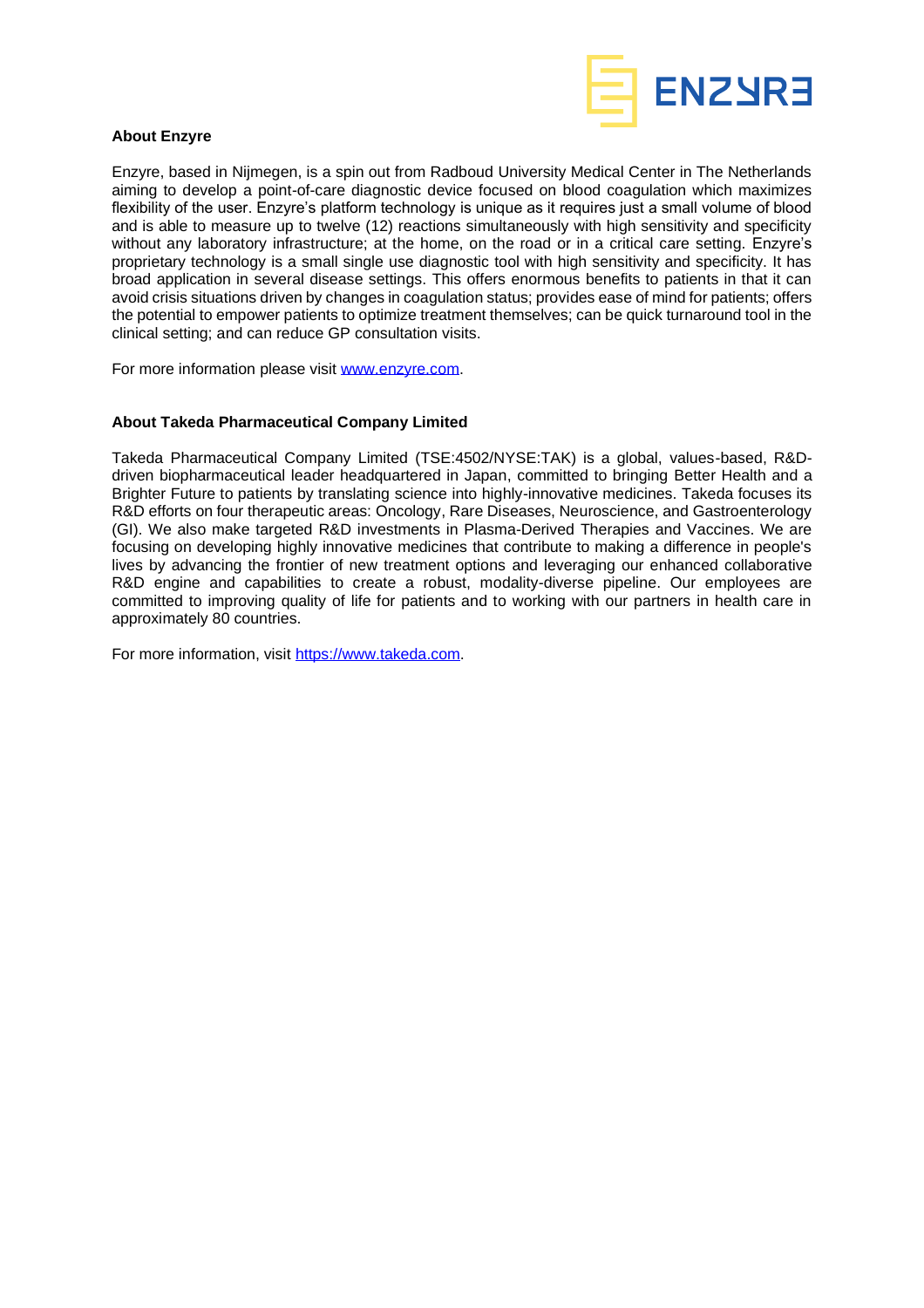### About Enzyre

Enzyre, based in Nijmegen, is a spin out from Radboud University Medical Center in The Netherlands aiming to develop a point-of-care diagnostic device focused on blood coagulation which maximizes flexibility of the user. Enzyre's platform technology is unique as it requires just a small volume of blood and is able to measure up to twelve (12) reactions simultaneously with high sensitivity and specificity without any laboratory infrastructure; at the home, on the road or in a critical care setting. Enzyre's proprietary technology is a small single use diagnostic tool with high sensitivity and specificity. It has broad application in several disease settings. This offers enormous benefits to patients in that it can avoid crisis situations driven by changes in coagulation status; provides ease of mind for patients; offers the potential to empower patients to optimize treatment themselves; can be quick turnaround tool in the clinical setting; and can reduce GP consultation visits.

For more information please visit [www.enzyre.com](http://www.enzyre.com).

### About Takeda Pharmaceutical Company Limited

Takeda Pharmaceutical Company Limited (TSE:4502/NYSE:TAK) is a global, values-based, R&D-driven biopharmaceutical leader headquartered in Japan, committed to bringing Better Health and a Brighter Future to patients by translating science into highly-innovative medicines. Takeda focuses its R&D efforts on four therapeutic areas: Oncology, Rare Diseases, Neuroscience, and Gastroenterology (GI). We also make targeted R&D investments in Plasma-Derived Therapies and Vaccines. We are focusing on developing highly innovative medicines that contribute to making a difference in people's lives by advancing the frontier of new treatment options and leveraging our enhanced collaborative R&D engine and capabilities to create a robust, modality-diverse pipeline. Our employees are committed to improving quality of life for patients and to working with our partners in health care in approximately 80 countries.

For more information, visit [https://www.takeda.com](https://www.takeda.com).